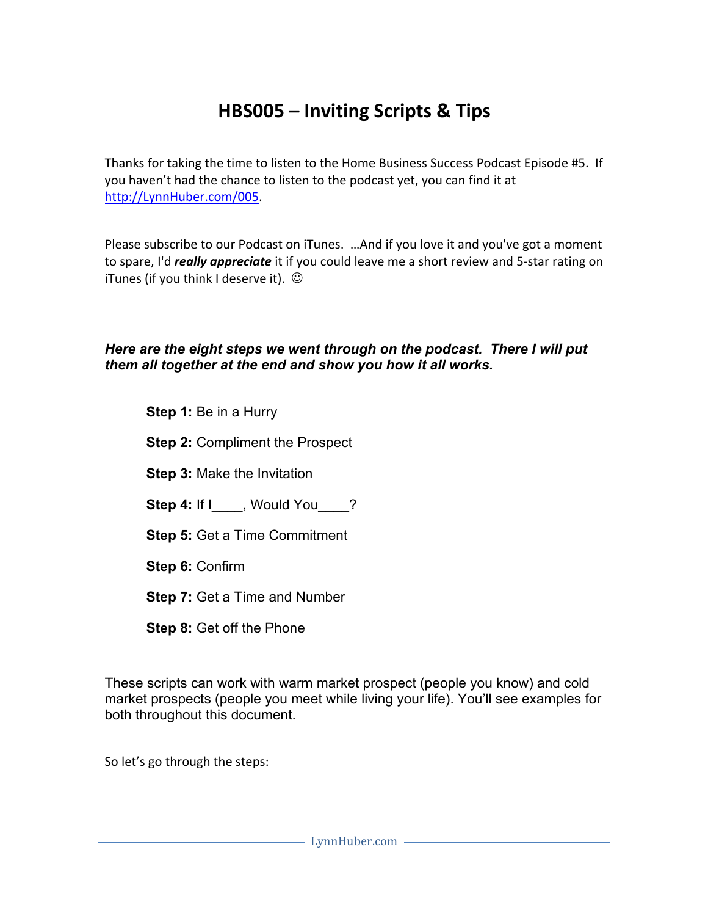# HBS005 – Inviting Scripts & Tips

Thanks for taking the time to listen to the Home Business Success Podcast Episode #5. If you haven't had the chance to listen to the podcast yet, you can find it at [http://LynnHuber.com/005](http://LynnHuber.com/005).

Please subscribe to our Podcast on iTunes. …And if you love it and you've got a moment to spare, I'd ***really appreciate*** it if you could leave me a short review and 5-star rating on iTunes (if you think I deserve it). ☺

***Here are the eight steps we went through on the podcast. There I will put them all together at the end and show you how it all works.***

- **Step 1:** Be in a Hurry
- **Step 2:** Compliment the Prospect
- **Step 3:** Make the Invitation
- **Step 4:** If I____, Would You____?
- **Step 5:** Get a Time Commitment
- **Step 6:** Confirm
- **Step 7:** Get a Time and Number
- **Step 8:** Get off the Phone

These scripts can work with warm market prospect (people you know) and cold market prospects (people you meet while living your life). You'll see examples for both throughout this document.

So let's go through the steps: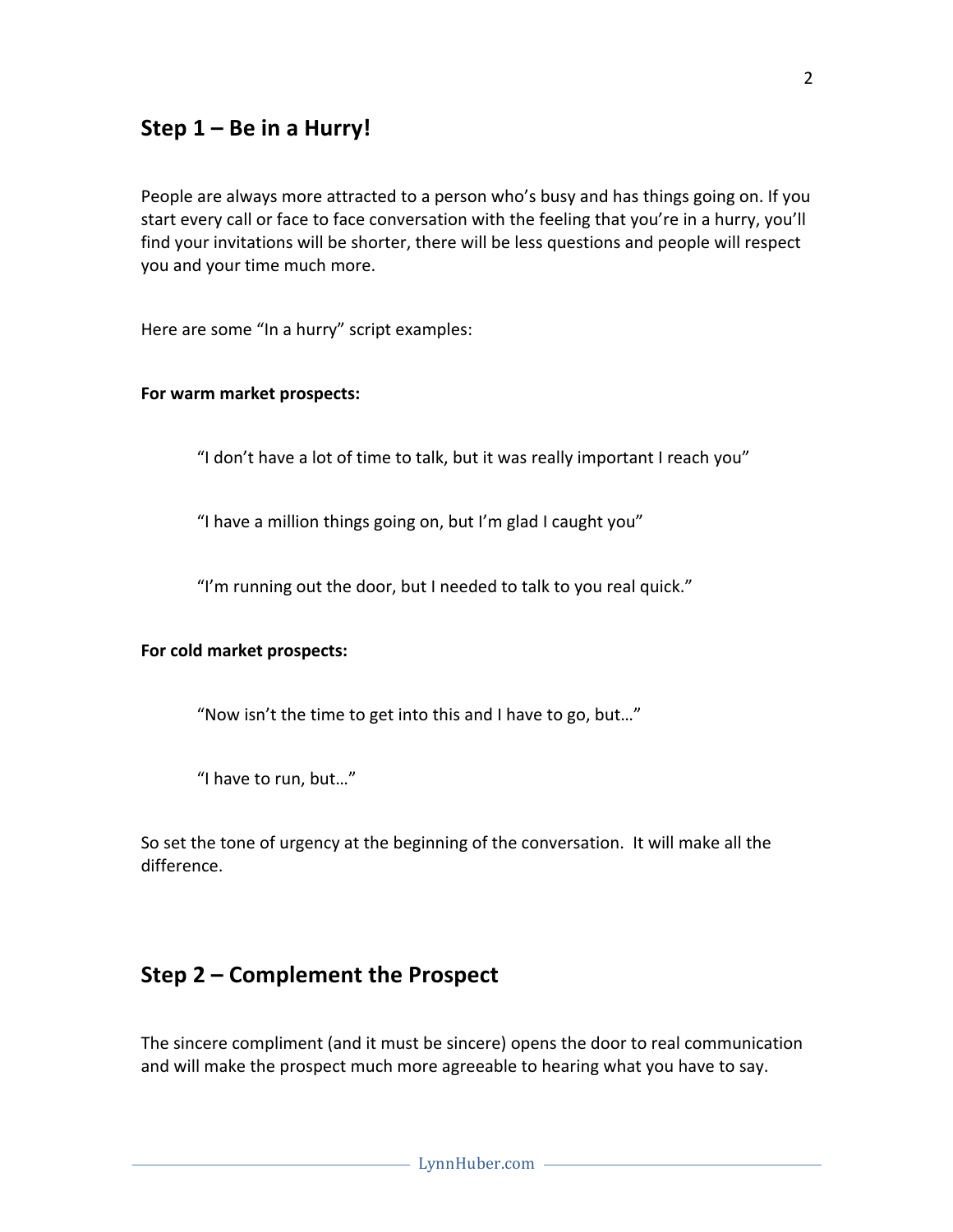## Step 1 – Be in a Hurry!

People are always more attracted to a person who's busy and has things going on. If you start every call or face to face conversation with the feeling that you're in a hurry, you'll find your invitations will be shorter, there will be less questions and people will respect you and your time much more.

Here are some "In a hurry" script examples:

**For warm market prospects:**

> "I don't have a lot of time to talk, but it was really important I reach you"
>
> "I have a million things going on, but I'm glad I caught you"
>
> "I'm running out the door, but I needed to talk to you real quick."

**For cold market prospects:**

> "Now isn't the time to get into this and I have to go, but…"
>
> "I have to run, but…"

So set the tone of urgency at the beginning of the conversation. It will make all the difference.

## Step 2 – Complement the Prospect

The sincere compliment (and it must be sincere) opens the door to real communication and will make the prospect much more agreeable to hearing what you have to say.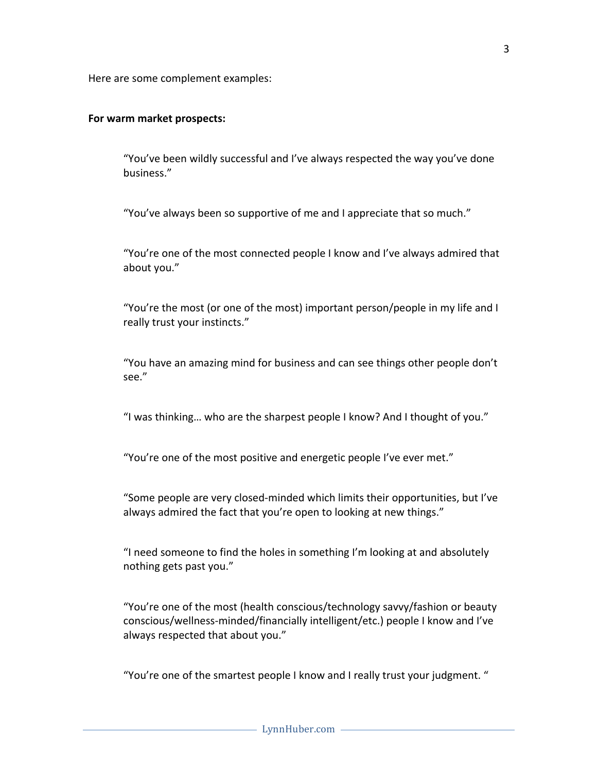Here are some complement examples:

**For warm market prospects:**

> "You've been wildly successful and I've always respected the way you've done business."
>
> "You've always been so supportive of me and I appreciate that so much."
>
> "You're one of the most connected people I know and I've always admired that about you."
>
> "You're the most (or one of the most) important person/people in my life and I really trust your instincts."
>
> "You have an amazing mind for business and can see things other people don't see."
>
> "I was thinking… who are the sharpest people I know? And I thought of you."
>
> "You're one of the most positive and energetic people I've ever met."
>
> "Some people are very closed-minded which limits their opportunities, but I've always admired the fact that you're open to looking at new things."
>
> "I need someone to find the holes in something I'm looking at and absolutely nothing gets past you."
>
> "You're one of the most (health conscious/technology savvy/fashion or beauty conscious/wellness-minded/financially intelligent/etc.) people I know and I've always respected that about you."
>
> "You're one of the smartest people I know and I really trust your judgment. "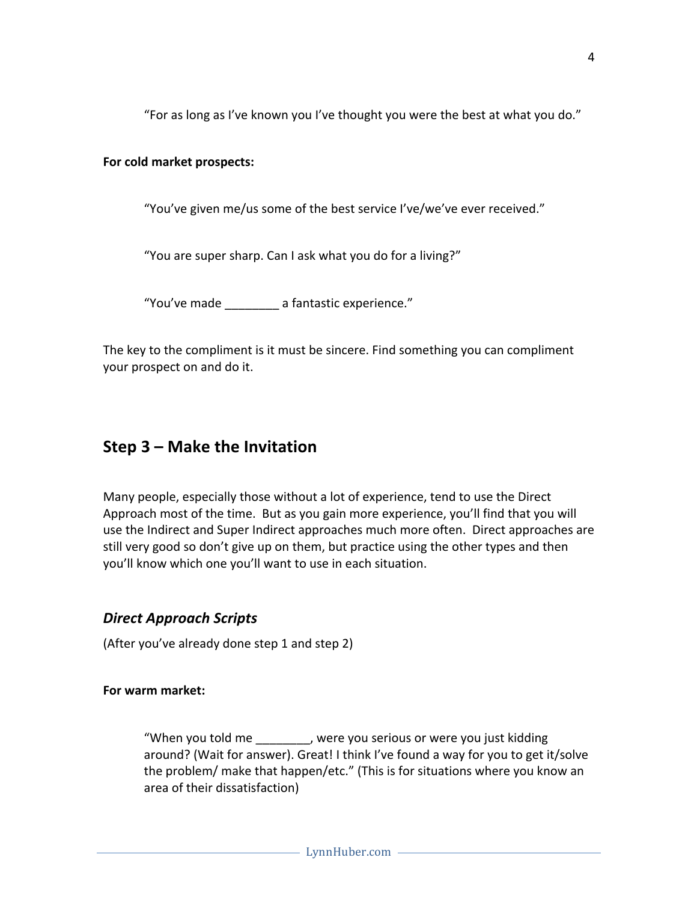> "For as long as I've known you I've thought you were the best at what you do."

**For cold market prospects:**

> "You've given me/us some of the best service I've/we've ever received."

> "You are super sharp. Can I ask what you do for a living?"

> "You've made ________ a fantastic experience."

The key to the compliment is it must be sincere. Find something you can compliment your prospect on and do it.

## Step 3 – Make the Invitation

Many people, especially those without a lot of experience, tend to use the Direct Approach most of the time. But as you gain more experience, you'll find that you will use the Indirect and Super Indirect approaches much more often. Direct approaches are still very good so don't give up on them, but practice using the other types and then you'll know which one you'll want to use in each situation.

### *Direct Approach Scripts*

(After you've already done step 1 and step 2)

**For warm market:**

> "When you told me ________, were you serious or were you just kidding around? (Wait for answer). Great! I think I've found a way for you to get it/solve the problem/ make that happen/etc." (This is for situations where you know an area of their dissatisfaction)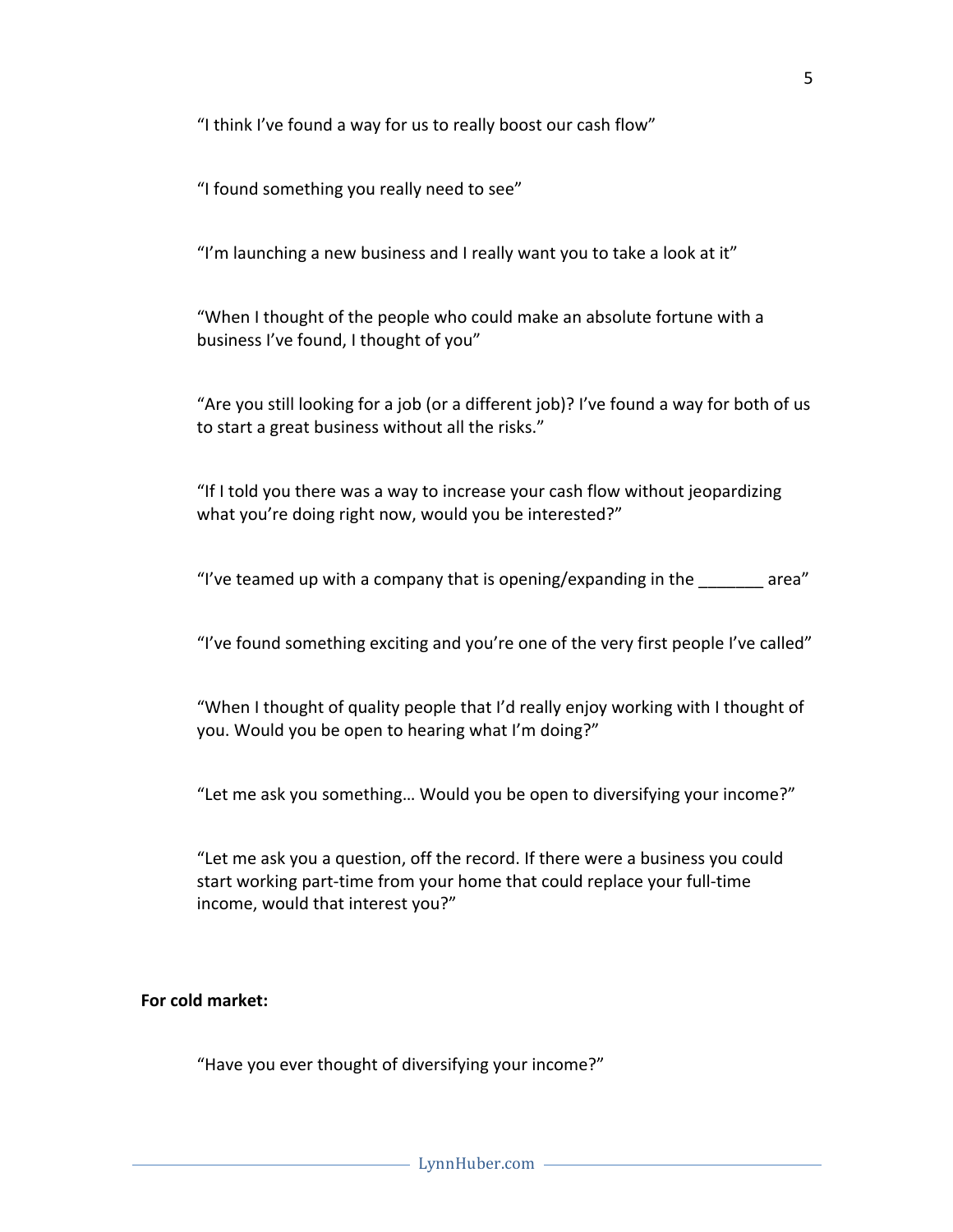"I think I've found a way for us to really boost our cash flow"

"I found something you really need to see"

"I'm launching a new business and I really want you to take a look at it"

"When I thought of the people who could make an absolute fortune with a business I've found, I thought of you"

"Are you still looking for a job (or a different job)? I've found a way for both of us to start a great business without all the risks."

"If I told you there was a way to increase your cash flow without jeopardizing what you're doing right now, would you be interested?"

"I've teamed up with a company that is opening/expanding in the _______ area"

"I've found something exciting and you're one of the very first people I've called"

"When I thought of quality people that I'd really enjoy working with I thought of you. Would you be open to hearing what I'm doing?"

"Let me ask you something… Would you be open to diversifying your income?"

"Let me ask you a question, off the record. If there were a business you could start working part-time from your home that could replace your full-time income, would that interest you?"

**For cold market:**

"Have you ever thought of diversifying your income?"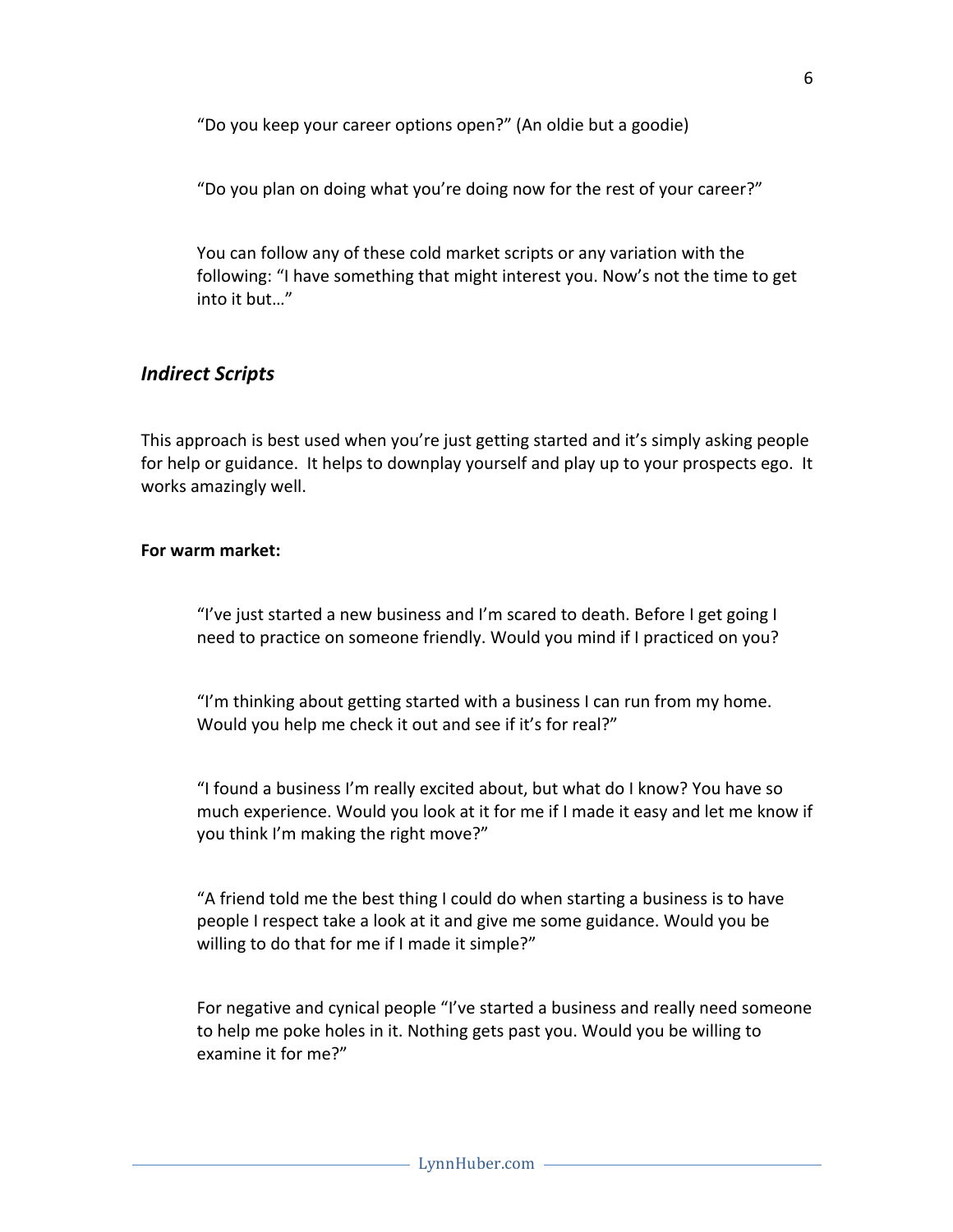"Do you keep your career options open?" (An oldie but a goodie)

"Do you plan on doing what you're doing now for the rest of your career?"

You can follow any of these cold market scripts or any variation with the following: "I have something that might interest you. Now's not the time to get into it but…"

## *Indirect Scripts*

This approach is best used when you're just getting started and it's simply asking people for help or guidance. It helps to downplay yourself and play up to your prospects ego. It works amazingly well.

**For warm market:**

"I've just started a new business and I'm scared to death. Before I get going I need to practice on someone friendly. Would you mind if I practiced on you?

"I'm thinking about getting started with a business I can run from my home. Would you help me check it out and see if it's for real?"

"I found a business I'm really excited about, but what do I know? You have so much experience. Would you look at it for me if I made it easy and let me know if you think I'm making the right move?"

"A friend told me the best thing I could do when starting a business is to have people I respect take a look at it and give me some guidance. Would you be willing to do that for me if I made it simple?"

For negative and cynical people "I've started a business and really need someone to help me poke holes in it. Nothing gets past you. Would you be willing to examine it for me?"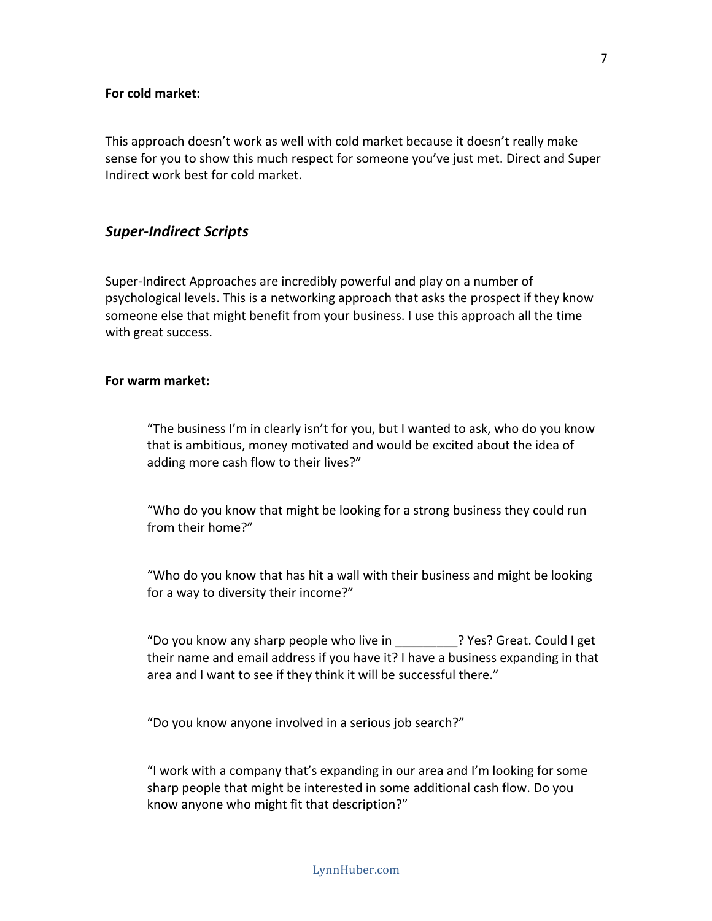**For cold market:**

This approach doesn't work as well with cold market because it doesn't really make sense for you to show this much respect for someone you've just met. Direct and Super Indirect work best for cold market.

### *Super-Indirect Scripts*

Super-Indirect Approaches are incredibly powerful and play on a number of psychological levels. This is a networking approach that asks the prospect if they know someone else that might benefit from your business. I use this approach all the time with great success.

**For warm market:**

> "The business I'm in clearly isn't for you, but I wanted to ask, who do you know that is ambitious, money motivated and would be excited about the idea of adding more cash flow to their lives?"
>
> "Who do you know that might be looking for a strong business they could run from their home?"
>
> "Who do you know that has hit a wall with their business and might be looking for a way to diversity their income?"
>
> "Do you know any sharp people who live in _________? Yes? Great. Could I get their name and email address if you have it? I have a business expanding in that area and I want to see if they think it will be successful there."
>
> "Do you know anyone involved in a serious job search?"
>
> "I work with a company that's expanding in our area and I'm looking for some sharp people that might be interested in some additional cash flow. Do you know anyone who might fit that description?"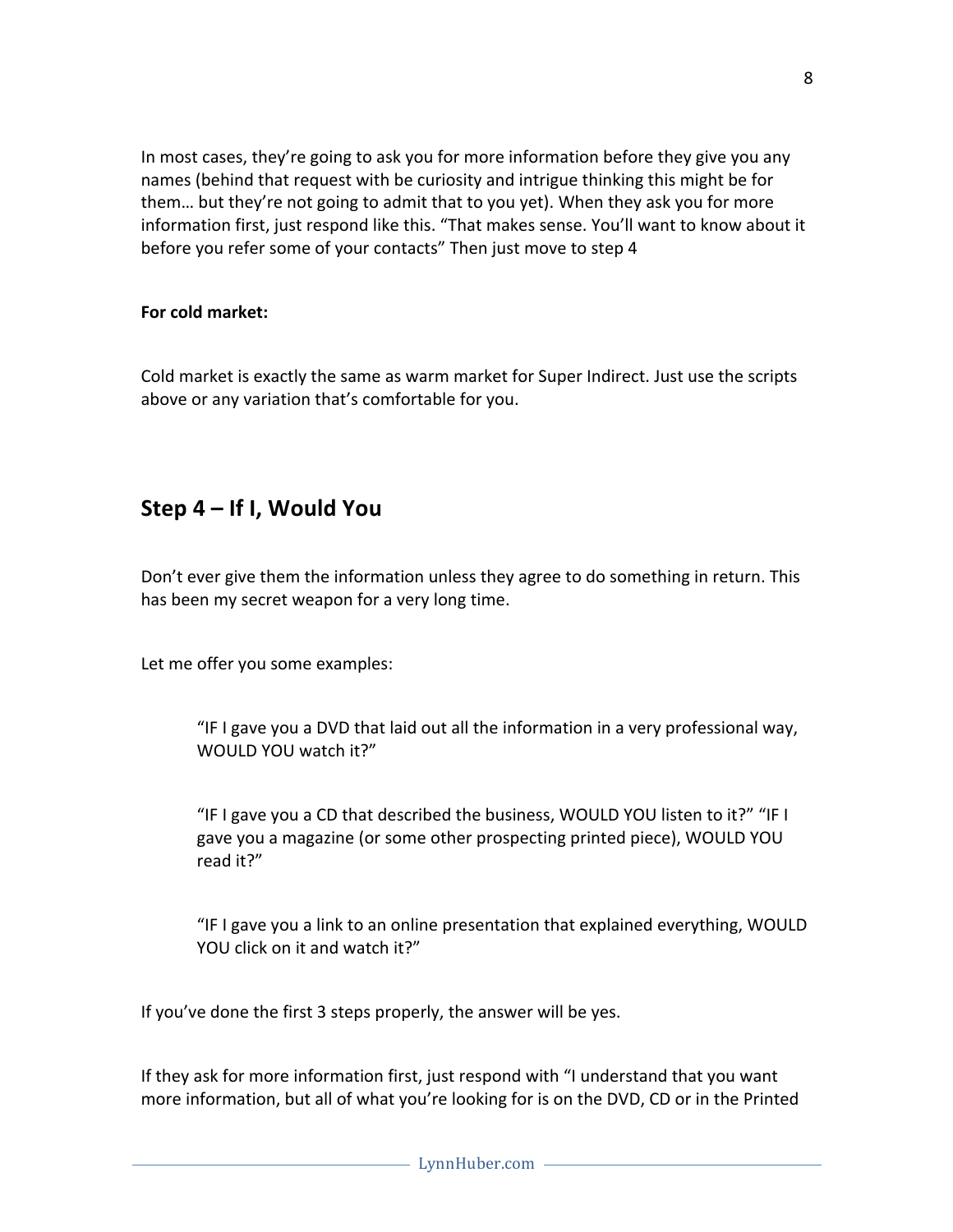In most cases, they're going to ask you for more information before they give you any names (behind that request with be curiosity and intrigue thinking this might be for them… but they're not going to admit that to you yet). When they ask you for more information first, just respond like this. "That makes sense. You'll want to know about it before you refer some of your contacts" Then just move to step 4

**For cold market:**

Cold market is exactly the same as warm market for Super Indirect. Just use the scripts above or any variation that's comfortable for you.

## Step 4 – If I, Would You

Don't ever give them the information unless they agree to do something in return. This has been my secret weapon for a very long time.

Let me offer you some examples:

> "IF I gave you a DVD that laid out all the information in a very professional way, WOULD YOU watch it?"
>
> "IF I gave you a CD that described the business, WOULD YOU listen to it?" "IF I gave you a magazine (or some other prospecting printed piece), WOULD YOU read it?"
>
> "IF I gave you a link to an online presentation that explained everything, WOULD YOU click on it and watch it?"

If you've done the first 3 steps properly, the answer will be yes.

If they ask for more information first, just respond with "I understand that you want more information, but all of what you're looking for is on the DVD, CD or in the Printed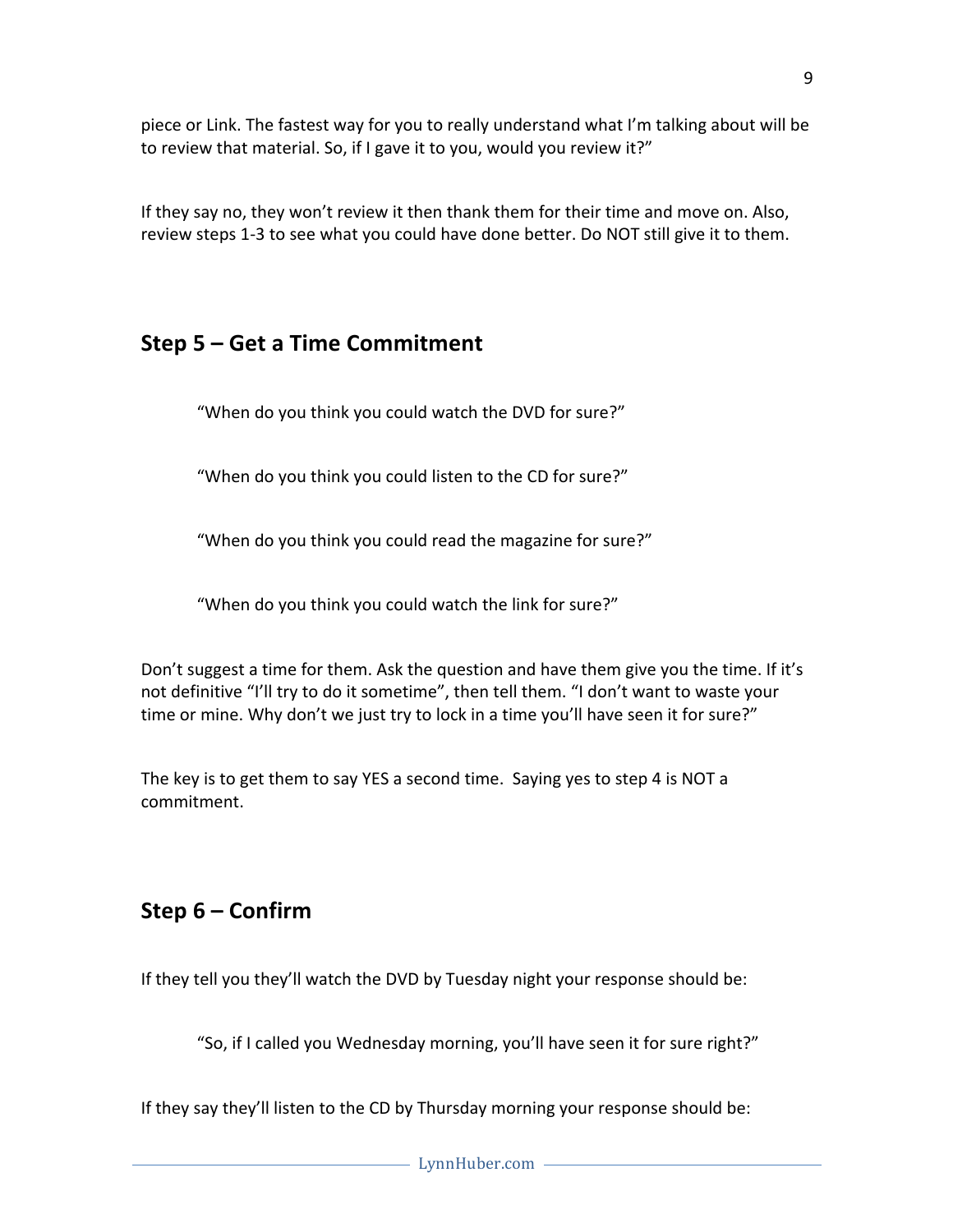piece or Link. The fastest way for you to really understand what I'm talking about will be to review that material. So, if I gave it to you, would you review it?"

If they say no, they won't review it then thank them for their time and move on. Also, review steps 1-3 to see what you could have done better. Do NOT still give it to them.

## Step 5 – Get a Time Commitment

> "When do you think you could watch the DVD for sure?"
>
> "When do you think you could listen to the CD for sure?"
>
> "When do you think you could read the magazine for sure?"
>
> "When do you think you could watch the link for sure?"

Don't suggest a time for them. Ask the question and have them give you the time. If it's not definitive "I'll try to do it sometime", then tell them. "I don't want to waste your time or mine. Why don't we just try to lock in a time you'll have seen it for sure?"

The key is to get them to say YES a second time. Saying yes to step 4 is NOT a commitment.

## Step 6 – Confirm

If they tell you they'll watch the DVD by Tuesday night your response should be:

> "So, if I called you Wednesday morning, you'll have seen it for sure right?"

If they say they'll listen to the CD by Thursday morning your response should be: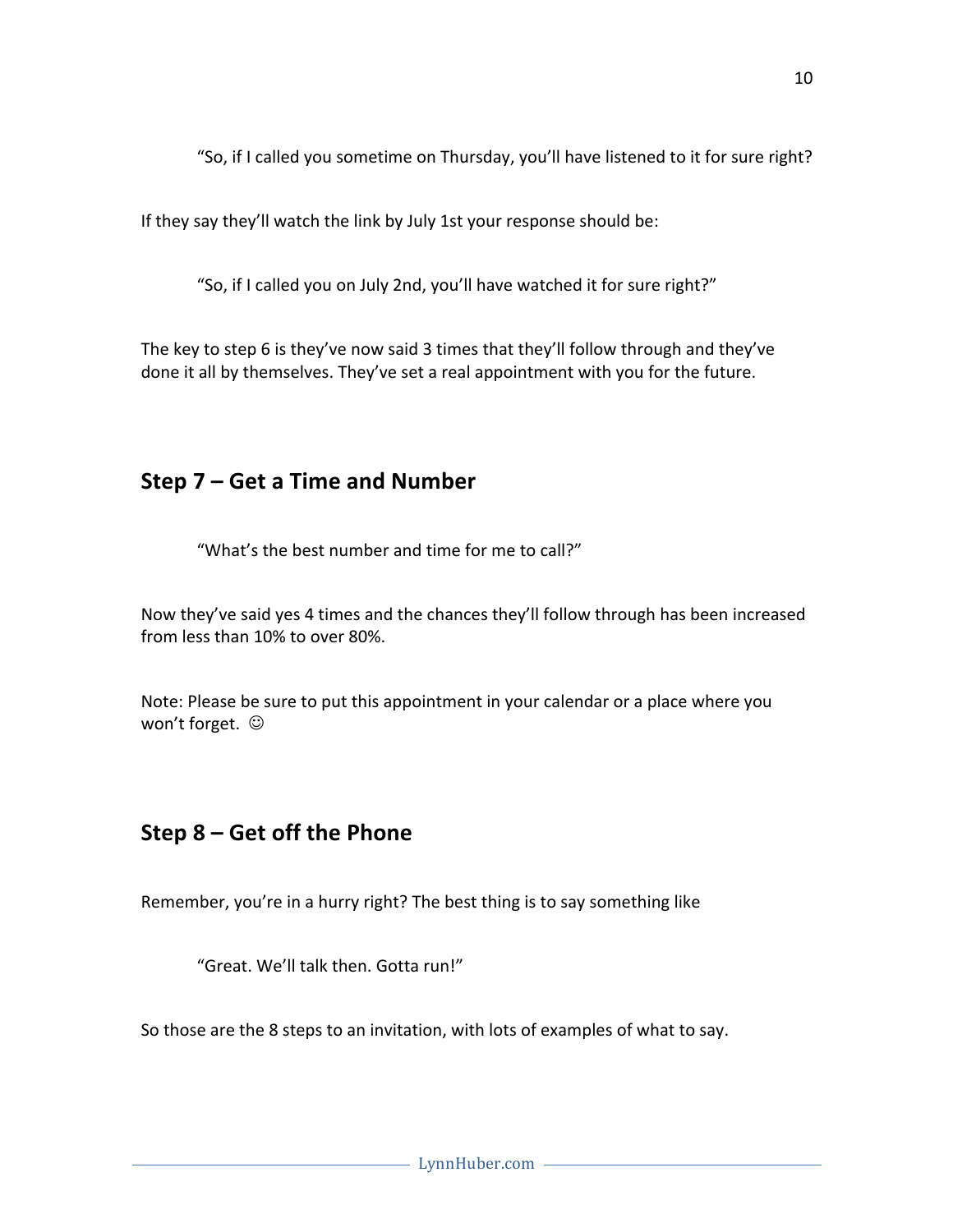"So, if I called you sometime on Thursday, you'll have listened to it for sure right?

If they say they'll watch the link by July 1st your response should be:

"So, if I called you on July 2nd, you'll have watched it for sure right?"

The key to step 6 is they've now said 3 times that they'll follow through and they've done it all by themselves. They've set a real appointment with you for the future.

## Step 7 – Get a Time and Number

"What's the best number and time for me to call?"

Now they've said yes 4 times and the chances they'll follow through has been increased from less than 10% to over 80%.

Note: Please be sure to put this appointment in your calendar or a place where you won't forget. ☺

## Step 8 – Get off the Phone

Remember, you're in a hurry right? The best thing is to say something like

"Great. We'll talk then. Gotta run!"

So those are the 8 steps to an invitation, with lots of examples of what to say.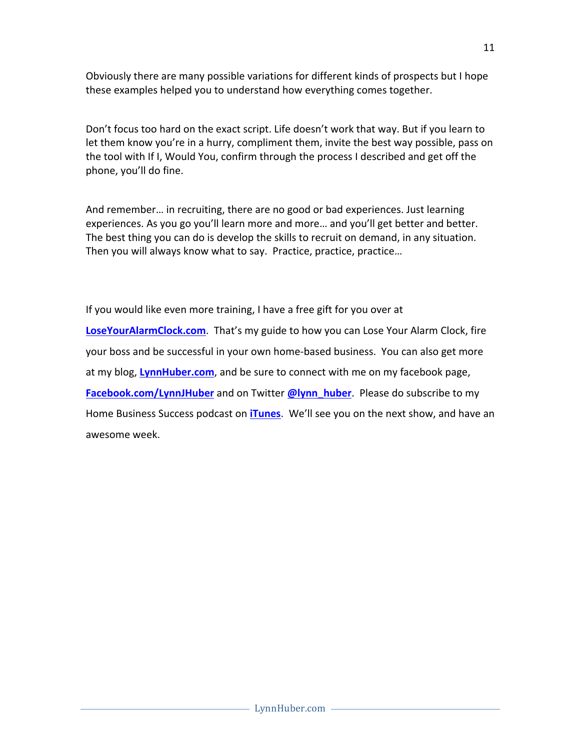Obviously there are many possible variations for different kinds of prospects but I hope these examples helped you to understand how everything comes together.

Don't focus too hard on the exact script. Life doesn't work that way. But if you learn to let them know you're in a hurry, compliment them, invite the best way possible, pass on the tool with If I, Would You, confirm through the process I described and get off the phone, you'll do fine.

And remember… in recruiting, there are no good or bad experiences. Just learning experiences. As you go you'll learn more and more… and you'll get better and better. The best thing you can do is develop the skills to recruit on demand, in any situation. Then you will always know what to say. Practice, practice, practice…

If you would like even more training, I have a free gift for you over at **LoseYourAlarmClock.com**. That's my guide to how you can Lose Your Alarm Clock, fire your boss and be successful in your own home-based business. You can also get more at my blog, **LynnHuber.com**, and be sure to connect with me on my facebook page, **Facebook.com/LynnJHuber** and on Twitter **@lynn_huber**. Please do subscribe to my Home Business Success podcast on **iTunes**. We'll see you on the next show, and have an awesome week.